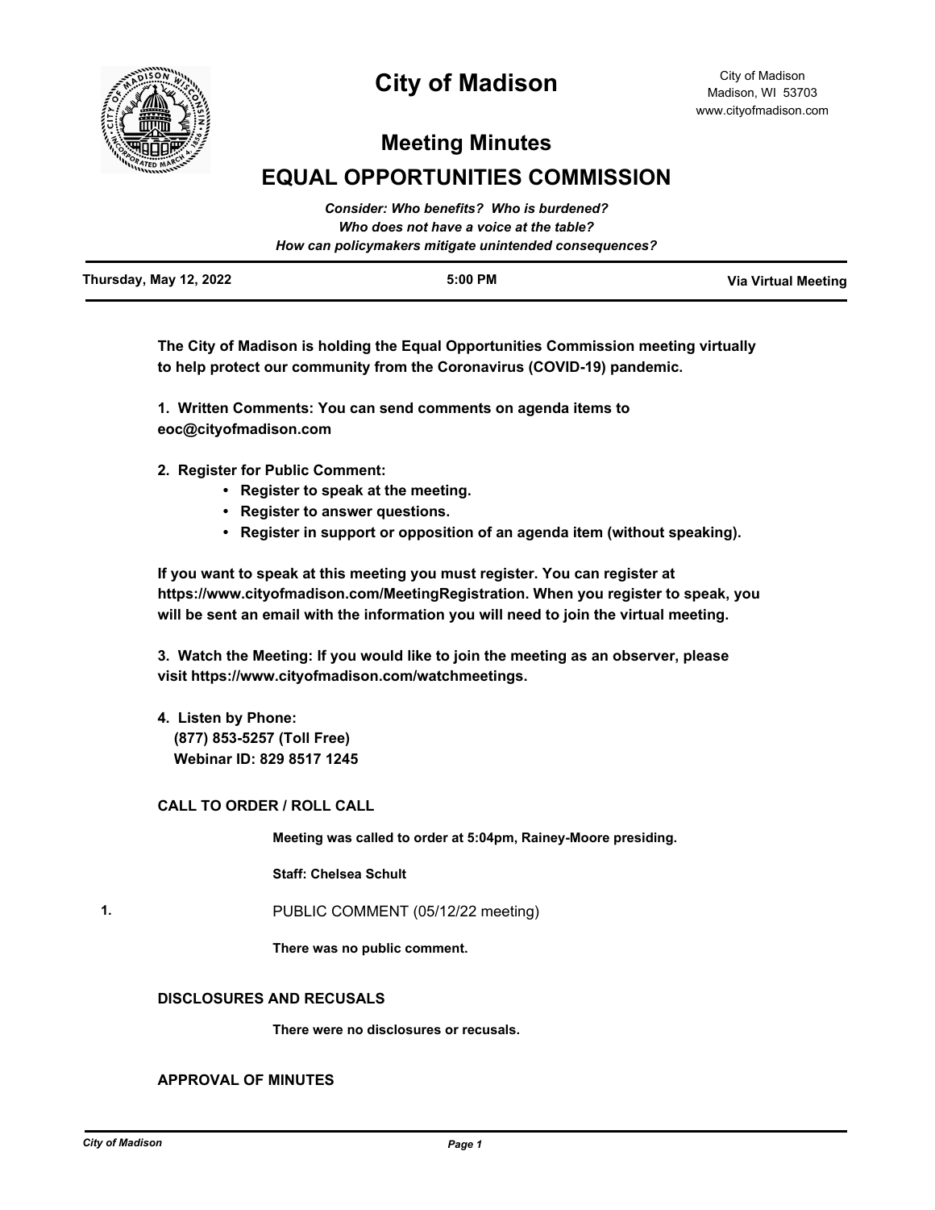# City of Madison

City of Madison
Madison, WI 53703
www.cityofmadison.com

## Meeting Minutes

## EQUAL OPPORTUNITIES COMMISSION

*Consider: Who benefits? Who is burdened?*
*Who does not have a voice at the table?*
*How can policymakers mitigate unintended consequences?*

**Thursday, May 12, 2022** | **5:00 PM** | **Via Virtual Meeting**

**The City of Madison is holding the Equal Opportunities Commission meeting virtually to help protect our community from the Coronavirus (COVID-19) pandemic.**

**1. Written Comments: You can send comments on agenda items to eoc@cityofmadison.com**

**2. Register for Public Comment:**

- **Register to speak at the meeting.**
- **Register to answer questions.**
- **Register in support or opposition of an agenda item (without speaking).**

**If you want to speak at this meeting you must register. You can register at https://www.cityofmadison.com/MeetingRegistration. When you register to speak, you will be sent an email with the information you will need to join the virtual meeting.**

**3. Watch the Meeting: If you would like to join the meeting as an observer, please visit https://www.cityofmadison.com/watchmeetings.**

**4. Listen by Phone:**
**(877) 853-5257 (Toll Free)**
**Webinar ID: 829 8517 1245**

### CALL TO ORDER / ROLL CALL

**Meeting was called to order at 5:04pm, Rainey-Moore presiding.**

**Staff: Chelsea Schult**

**1.** PUBLIC COMMENT (05/12/22 meeting)

**There was no public comment.**

### DISCLOSURES AND RECUSALS

**There were no disclosures or recusals.**

### APPROVAL OF MINUTES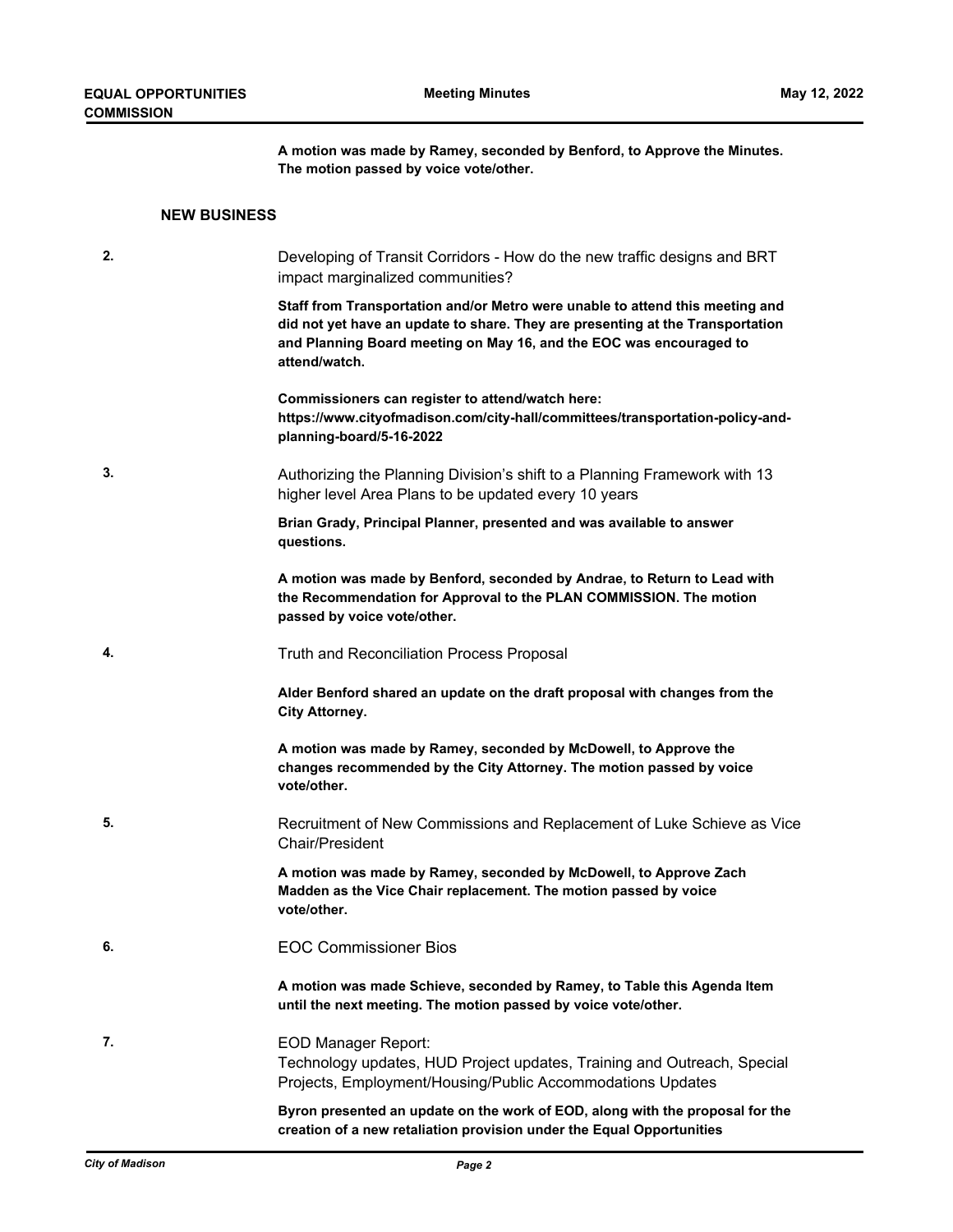**A motion was made by Ramey, seconded by Benford, to Approve the Minutes. The motion passed by voice vote/other.**

## NEW BUSINESS

**2.** Developing of Transit Corridors - How do the new traffic designs and BRT impact marginalized communities?

**Staff from Transportation and/or Metro were unable to attend this meeting and did not yet have an update to share. They are presenting at the Transportation and Planning Board meeting on May 16, and the EOC was encouraged to attend/watch.**

**Commissioners can register to attend/watch here: https://www.cityofmadison.com/city-hall/committees/transportation-policy-and-planning-board/5-16-2022**

**3.** Authorizing the Planning Division's shift to a Planning Framework with 13 higher level Area Plans to be updated every 10 years

**Brian Grady, Principal Planner, presented and was available to answer questions.**

**A motion was made by Benford, seconded by Andrae, to Return to Lead with the Recommendation for Approval to the PLAN COMMISSION. The motion passed by voice vote/other.**

**4.** Truth and Reconciliation Process Proposal

**Alder Benford shared an update on the draft proposal with changes from the City Attorney.**

**A motion was made by Ramey, seconded by McDowell, to Approve the changes recommended by the City Attorney. The motion passed by voice vote/other.**

**5.** Recruitment of New Commissions and Replacement of Luke Schieve as Vice Chair/President

**A motion was made by Ramey, seconded by McDowell, to Approve Zach Madden as the Vice Chair replacement. The motion passed by voice vote/other.**

**6.** EOC Commissioner Bios

**A motion was made Schieve, seconded by Ramey, to Table this Agenda Item until the next meeting. The motion passed by voice vote/other.**

**7.** EOD Manager Report:
Technology updates, HUD Project updates, Training and Outreach, Special Projects, Employment/Housing/Public Accommodations Updates

**Byron presented an update on the work of EOD, along with the proposal for the creation of a new retaliation provision under the Equal Opportunities**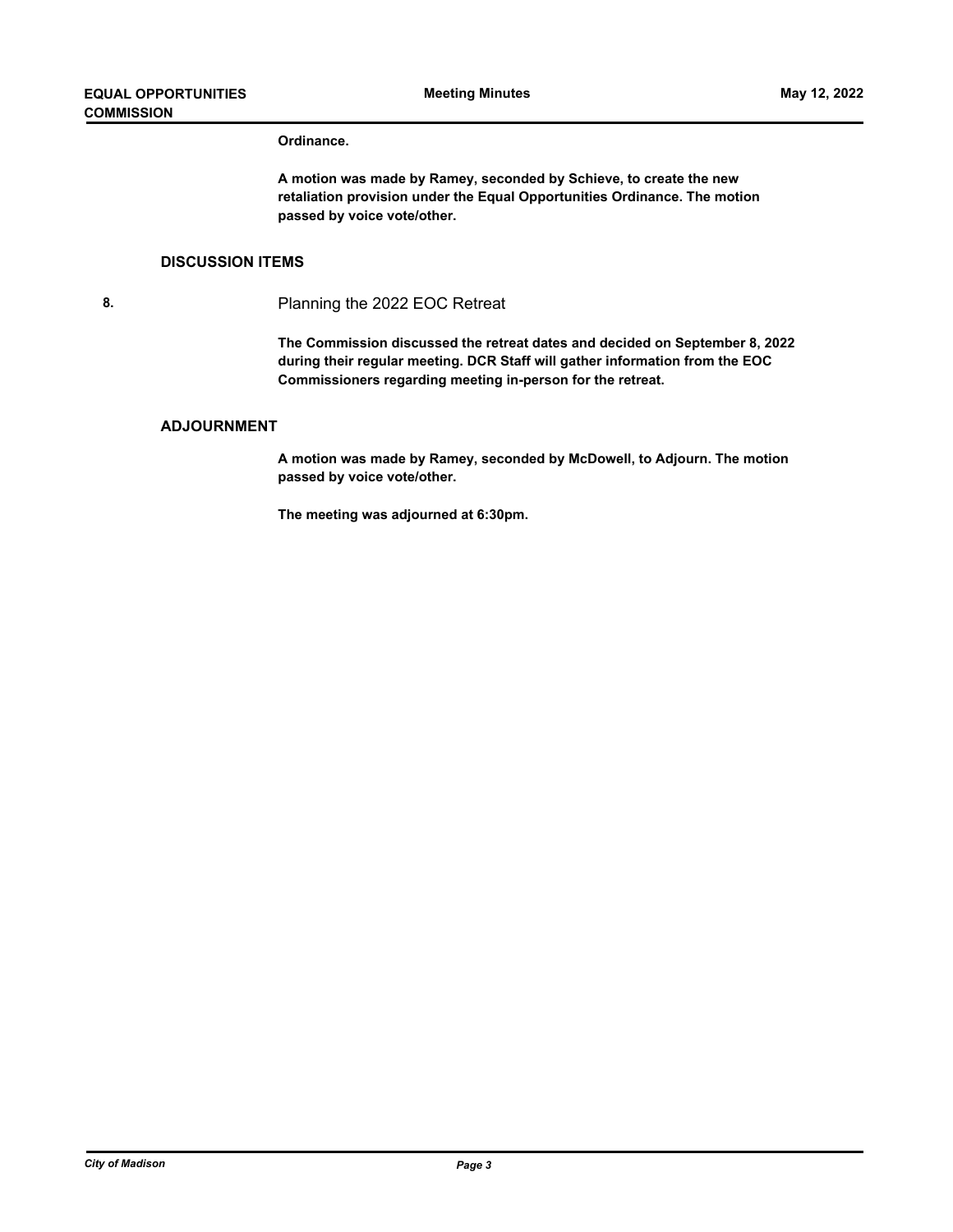**Ordinance.**

**A motion was made by Ramey, seconded by Schieve, to create the new retaliation provision under the Equal Opportunities Ordinance. The motion passed by voice vote/other.**

## DISCUSSION ITEMS

**8.** Planning the 2022 EOC Retreat

**The Commission discussed the retreat dates and decided on September 8, 2022 during their regular meeting. DCR Staff will gather information from the EOC Commissioners regarding meeting in-person for the retreat.**

## ADJOURNMENT

**A motion was made by Ramey, seconded by McDowell, to Adjourn. The motion passed by voice vote/other.**

**The meeting was adjourned at 6:30pm.**